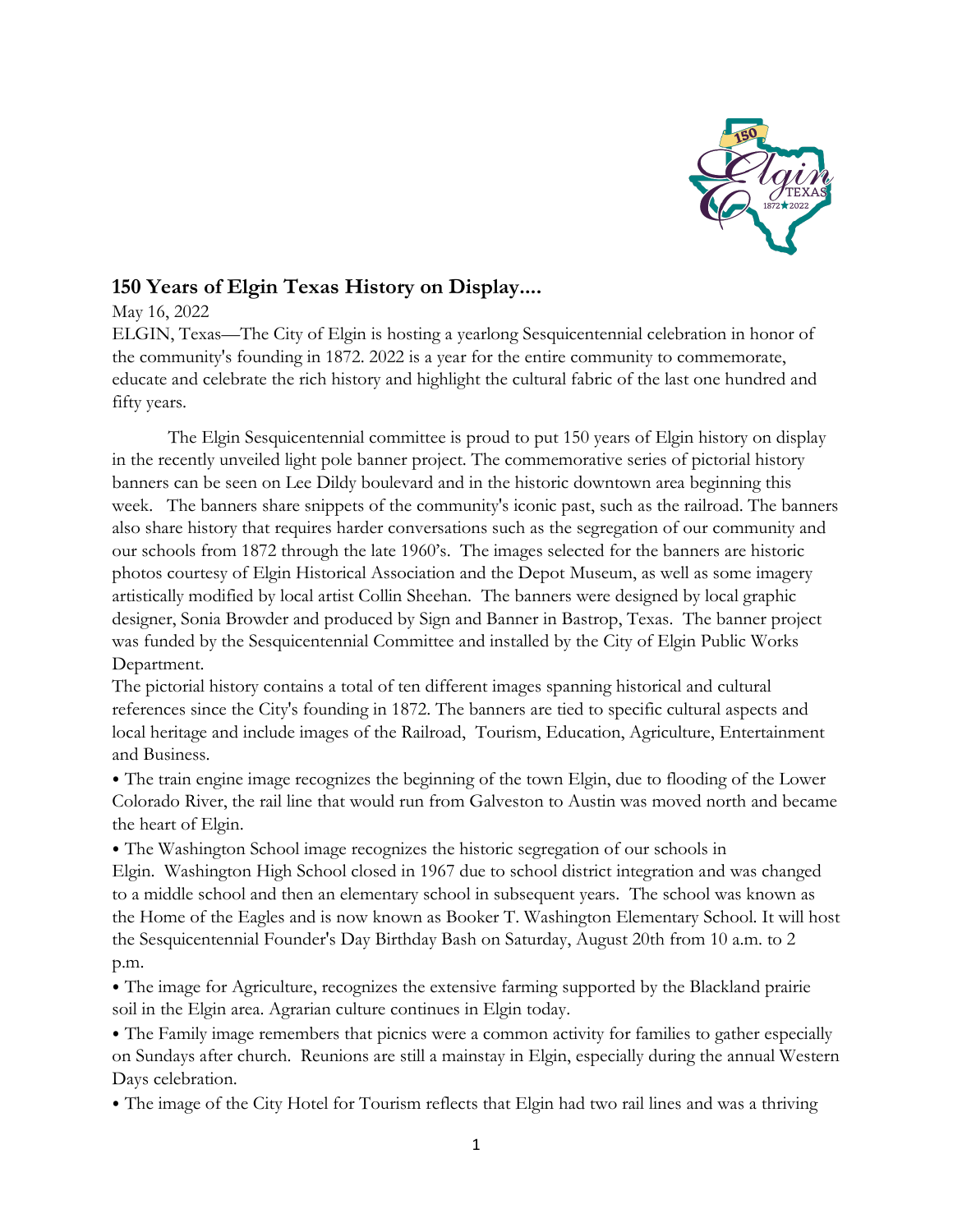## 150 Years of Elgin Texas History on Display....

May 16, 2022

ELGIN, Texas—The City of Elgin is hosting a yearlong Sesquicentennial celebration in honor of the community's founding in 1872. 2022 is a year for the entire community to commemorate, educate and celebrate the rich history and highlight the cultural fabric of the last one hundred and fifty years.

The Elgin Sesquicentennial committee is proud to put 150 years of Elgin history on display in the recently unveiled light pole banner project. The commemorative series of pictorial history banners can be seen on Lee Dildy boulevard and in the historic downtown area beginning this week. The banners share snippets of the community's iconic past, such as the railroad. The banners also share history that requires harder conversations such as the segregation of our community and our schools from 1872 through the late 1960's. The images selected for the banners are historic photos courtesy of Elgin Historical Association and the Depot Museum, as well as some imagery artistically modified by local artist Collin Sheehan. The banners were designed by local graphic designer, Sonia Browder and produced by Sign and Banner in Bastrop, Texas. The banner project was funded by the Sesquicentennial Committee and installed by the City of Elgin Public Works Department.

The pictorial history contains a total of ten different images spanning historical and cultural references since the City's founding in 1872. The banners are tied to specific cultural aspects and local heritage and include images of the Railroad, Tourism, Education, Agriculture, Entertainment and Business.

- The train engine image recognizes the beginning of the town Elgin, due to flooding of the Lower Colorado River, the rail line that would run from Galveston to Austin was moved north and became the heart of Elgin.
- The Washington School image recognizes the historic segregation of our schools in Elgin. Washington High School closed in 1967 due to school district integration and was changed to a middle school and then an elementary school in subsequent years. The school was known as the Home of the Eagles and is now known as Booker T. Washington Elementary School. It will host the Sesquicentennial Founder's Day Birthday Bash on Saturday, August 20th from 10 a.m. to 2 p.m.
- The image for Agriculture, recognizes the extensive farming supported by the Blackland prairie soil in the Elgin area. Agrarian culture continues in Elgin today.
- The Family image remembers that picnics were a common activity for families to gather especially on Sundays after church. Reunions are still a mainstay in Elgin, especially during the annual Western Days celebration.
- The image of the City Hotel for Tourism reflects that Elgin had two rail lines and was a thriving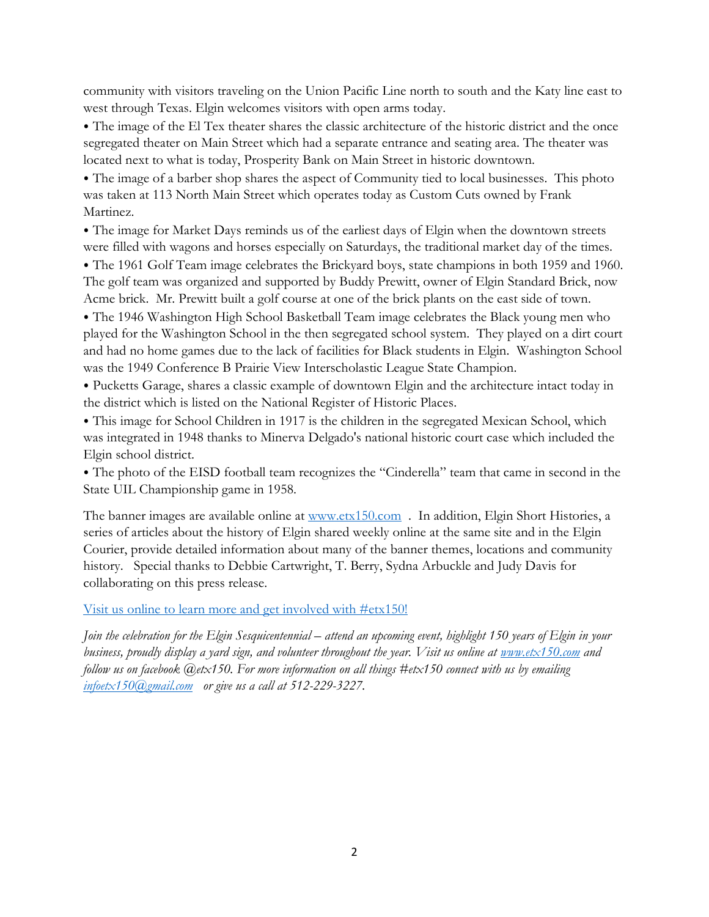community with visitors traveling on the Union Pacific Line north to south and the Katy line east to west through Texas. Elgin welcomes visitors with open arms today.

• The image of the El Tex theater shares the classic architecture of the historic district and the once segregated theater on Main Street which had a separate entrance and seating area. The theater was located next to what is today, Prosperity Bank on Main Street in historic downtown.

• The image of a barber shop shares the aspect of Community tied to local businesses. This photo was taken at 113 North Main Street which operates today as Custom Cuts owned by Frank Martinez.

• The image for Market Days reminds us of the earliest days of Elgin when the downtown streets were filled with wagons and horses especially on Saturdays, the traditional market day of the times.

• The 1961 Golf Team image celebrates the Brickyard boys, state champions in both 1959 and 1960. The golf team was organized and supported by Buddy Prewitt, owner of Elgin Standard Brick, now Acme brick. Mr. Prewitt built a golf course at one of the brick plants on the east side of town.

• The 1946 Washington High School Basketball Team image celebrates the Black young men who played for the Washington School in the then segregated school system. They played on a dirt court and had no home games due to the lack of facilities for Black students in Elgin. Washington School was the 1949 Conference B Prairie View Interscholastic League State Champion.

• Pucketts Garage, shares a classic example of downtown Elgin and the architecture intact today in the district which is listed on the National Register of Historic Places.

• This image for School Children in 1917 is the children in the segregated Mexican School, which was integrated in 1948 thanks to Minerva Delgado's national historic court case which included the Elgin school district.

• The photo of the EISD football team recognizes the "Cinderella" team that came in second in the State UIL Championship game in 1958.

The banner images are available online at [www.etx150.com](http://www.etx150.com) . In addition, Elgin Short Histories, a series of articles about the history of Elgin shared weekly online at the same site and in the Elgin Courier, provide detailed information about many of the banner themes, locations and community history. Special thanks to Debbie Cartwright, T. Berry, Sydna Arbuckle and Judy Davis for collaborating on this press release.

[Visit us online to learn more and get involved with #etx150!](http://www.etx150.com)

*Join the celebration for the Elgin Sesquicentennial – attend an upcoming event, highlight 150 years of Elgin in your business, proudly display a yard sign, and volunteer throughout the year. Visit us online at [www.etx150.com](http://www.etx150.com) and follow us on facebook @etx150. For more information on all things #etx150 connect with us by emailing [infoetx150@gmail.com](mailto:infoetx150@gmail.com) or give us a call at 512-229-3227.*